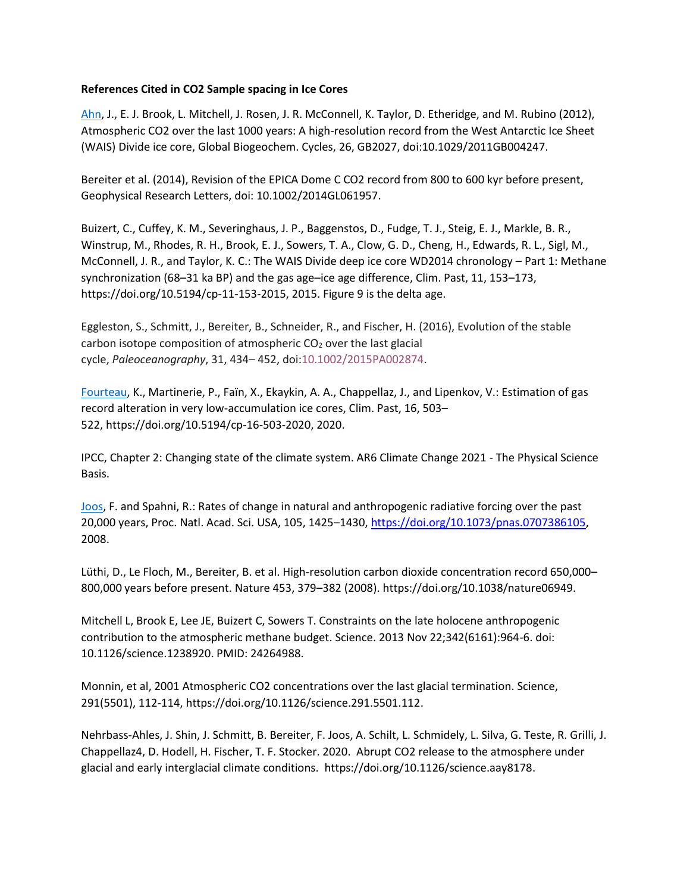**References Cited in CO2 Sample spacing in Ice Cores**

Ahn, J., E. J. Brook, L. Mitchell, J. Rosen, J. R. McConnell, K. Taylor, D. Etheridge, and M. Rubino (2012), Atmospheric CO2 over the last 1000 years: A high-resolution record from the West Antarctic Ice Sheet (WAIS) Divide ice core, Global Biogeochem. Cycles, 26, GB2027, doi:10.1029/2011GB004247.

Bereiter et al. (2014), Revision of the EPICA Dome C CO2 record from 800 to 600 kyr before present, Geophysical Research Letters, doi: 10.1002/2014GL061957.

Buizert, C., Cuffey, K. M., Severinghaus, J. P., Baggenstos, D., Fudge, T. J., Steig, E. J., Markle, B. R., Winstrup, M., Rhodes, R. H., Brook, E. J., Sowers, T. A., Clow, G. D., Cheng, H., Edwards, R. L., Sigl, M., McConnell, J. R., and Taylor, K. C.: The WAIS Divide deep ice core WD2014 chronology – Part 1: Methane synchronization (68–31 ka BP) and the gas age–ice age difference, Clim. Past, 11, 153–173, https://doi.org/10.5194/cp-11-153-2015, 2015. Figure 9 is the delta age.

Eggleston, S., Schmitt, J., Bereiter, B., Schneider, R., and Fischer, H. (2016), Evolution of the stable carbon isotope composition of atmospheric $CO_2$ over the last glacial cycle, *Paleoceanography*, 31, 434– 452, doi:10.1002/2015PA002874.

Fourteau, K., Martinerie, P., Faïn, X., Ekaykin, A. A., Chappellaz, J., and Lipenkov, V.: Estimation of gas record alteration in very low-accumulation ice cores, Clim. Past, 16, 503–522, https://doi.org/10.5194/cp-16-503-2020, 2020.

IPCC, Chapter 2: Changing state of the climate system. AR6 Climate Change 2021 - The Physical Science Basis.

Joos, F. and Spahni, R.: Rates of change in natural and anthropogenic radiative forcing over the past 20,000 years, Proc. Natl. Acad. Sci. USA, 105, 1425–1430, https://doi.org/10.1073/pnas.0707386105, 2008.

Lüthi, D., Le Floch, M., Bereiter, B. et al. High-resolution carbon dioxide concentration record 650,000–800,000 years before present. Nature 453, 379–382 (2008). https://doi.org/10.1038/nature06949.

Mitchell L, Brook E, Lee JE, Buizert C, Sowers T. Constraints on the late holocene anthropogenic contribution to the atmospheric methane budget. Science. 2013 Nov 22;342(6161):964-6. doi: 10.1126/science.1238920. PMID: 24264988.

Monnin, et al, 2001 Atmospheric CO2 concentrations over the last glacial termination. Science, 291(5501), 112-114, https://doi.org/10.1126/science.291.5501.112.

Nehrbass-Ahles, J. Shin, J. Schmitt, B. Bereiter, F. Joos, A. Schilt, L. Schmidely, L. Silva, G. Teste, R. Grilli, J. Chappellaz4, D. Hodell, H. Fischer, T. F. Stocker. 2020. Abrupt CO2 release to the atmosphere under glacial and early interglacial climate conditions. https://doi.org/10.1126/science.aay8178.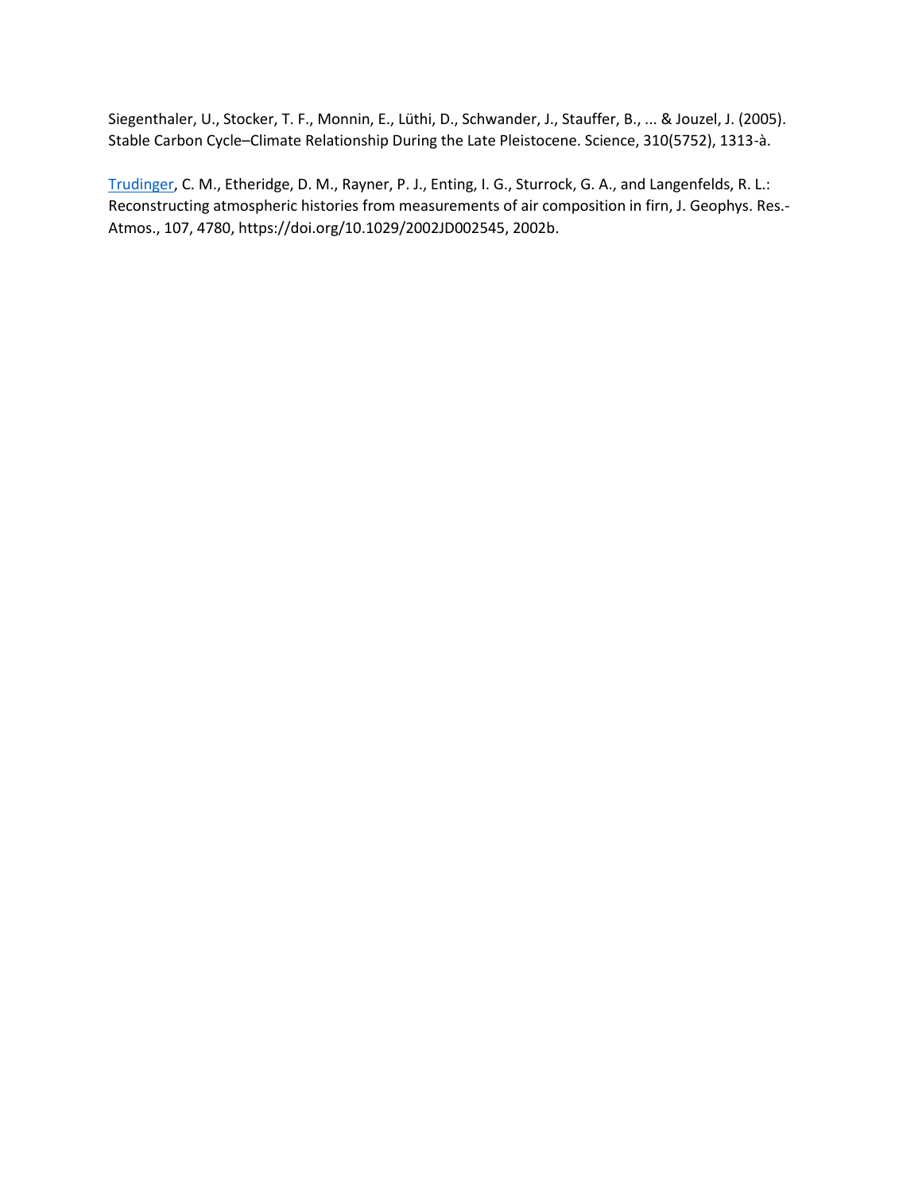Siegenthaler, U., Stocker, T. F., Monnin, E., Lüthi, D., Schwander, J., Stauffer, B., ... & Jouzel, J. (2005). Stable Carbon Cycle–Climate Relationship During the Late Pleistocene. Science, 310(5752), 1313-à.

Trudinger, C. M., Etheridge, D. M., Rayner, P. J., Enting, I. G., Sturrock, G. A., and Langenfelds, R. L.: Reconstructing atmospheric histories from measurements of air composition in firn, J. Geophys. Res.-Atmos., 107, 4780, https://doi.org/10.1029/2002JD002545, 2002b.